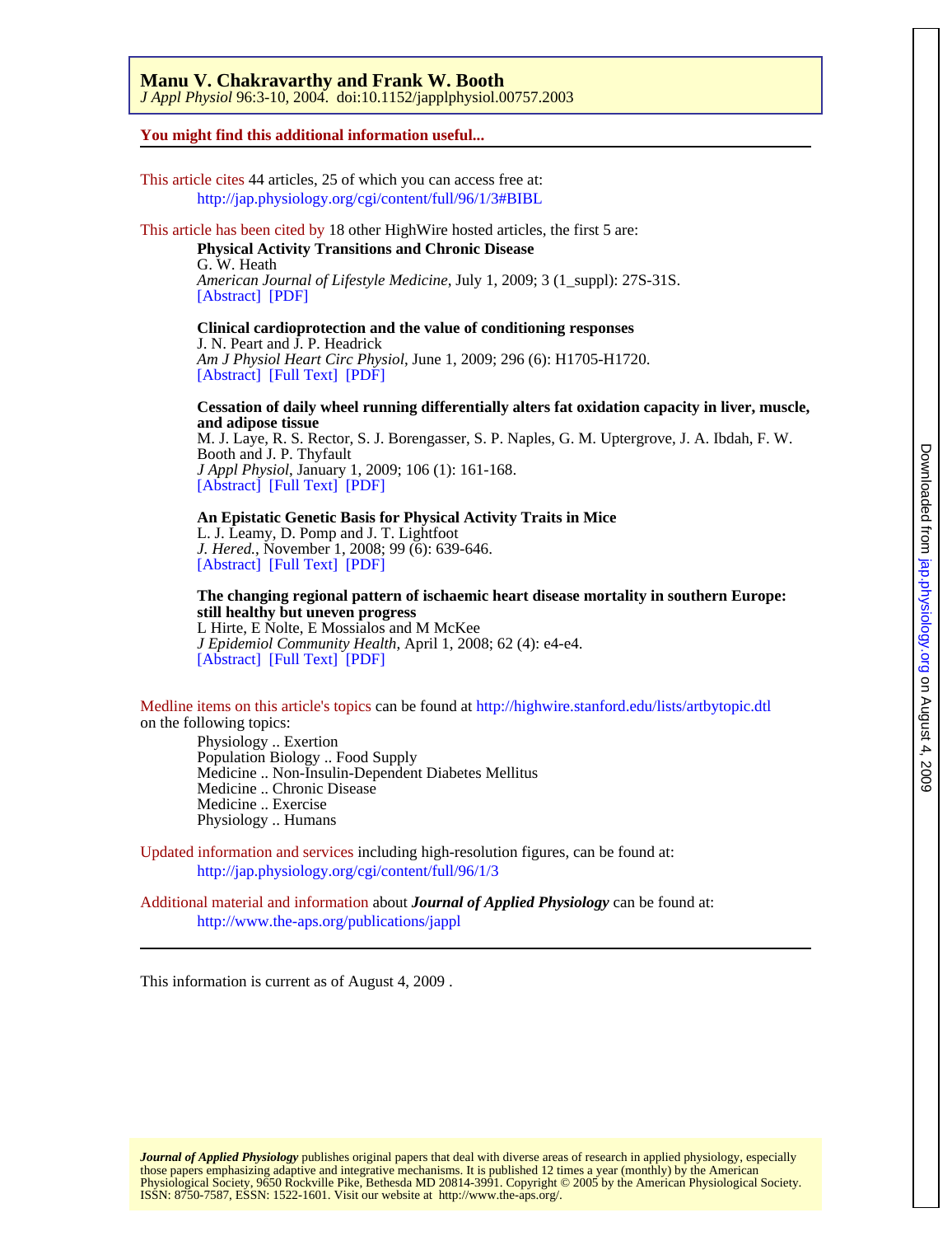**Manu V. Chakravarthy and Frank W. Booth**
*J Appl Physiol* 96:3-10, 2004. doi:10.1152/japplphysiol.00757.2003

**You might find this additional information useful...**

This article cites 44 articles, 25 of which you can access free at:
http://jap.physiology.org/cgi/content/full/96/1/3#BIBL

This article has been cited by 18 other HighWire hosted articles, the first 5 are:

**Physical Activity Transitions and Chronic Disease**
G. W. Heath
*American Journal of Lifestyle Medicine*, July 1, 2009; 3 (1_suppl): 27S-31S.
[Abstract] [PDF]

**Clinical cardioprotection and the value of conditioning responses**
J. N. Peart and J. P. Headrick
*Am J Physiol Heart Circ Physiol*, June 1, 2009; 296 (6): H1705-H1720.
[Abstract] [Full Text] [PDF]

**Cessation of daily wheel running differentially alters fat oxidation capacity in liver, muscle, and adipose tissue**
M. J. Laye, R. S. Rector, S. J. Borengasser, S. P. Naples, G. M. Uptergrove, J. A. Ibdah, F. W. Booth and J. P. Thyfault
*J Appl Physiol*, January 1, 2009; 106 (1): 161-168.
[Abstract] [Full Text] [PDF]

**An Epistatic Genetic Basis for Physical Activity Traits in Mice**
L. J. Leamy, D. Pomp and J. T. Lightfoot
*J. Hered.*, November 1, 2008; 99 (6): 639-646.
[Abstract] [Full Text] [PDF]

**The changing regional pattern of ischaemic heart disease mortality in southern Europe: still healthy but uneven progress**
L Hirte, E Nolte, E Mossialos and M McKee
*J Epidemiol Community Health*, April 1, 2008; 62 (4): e4-e4.
[Abstract] [Full Text] [PDF]

Medline items on this article's topics can be found at http://highwire.stanford.edu/lists/artbytopic.dtl on the following topics:

Physiology .. Exertion
Population Biology .. Food Supply
Medicine .. Non-Insulin-Dependent Diabetes Mellitus
Medicine .. Chronic Disease
Medicine .. Exercise
Physiology .. Humans

Updated information and services including high-resolution figures, can be found at:
http://jap.physiology.org/cgi/content/full/96/1/3

Additional material and information about ***Journal of Applied Physiology*** can be found at:
http://www.the-aps.org/publications/jappl

This information is current as of August 4, 2009 .

***Journal of Applied Physiology*** publishes original papers that deal with diverse areas of research in applied physiology, especially those papers emphasizing adaptive and integrative mechanisms. It is published 12 times a year (monthly) by the American Physiological Society, 9650 Rockville Pike, Bethesda MD 20814-3991. Copyright © 2005 by the American Physiological Society. ISSN: 8750-7587, ESSN: 1522-1601. Visit our website at http://www.the-aps.org/.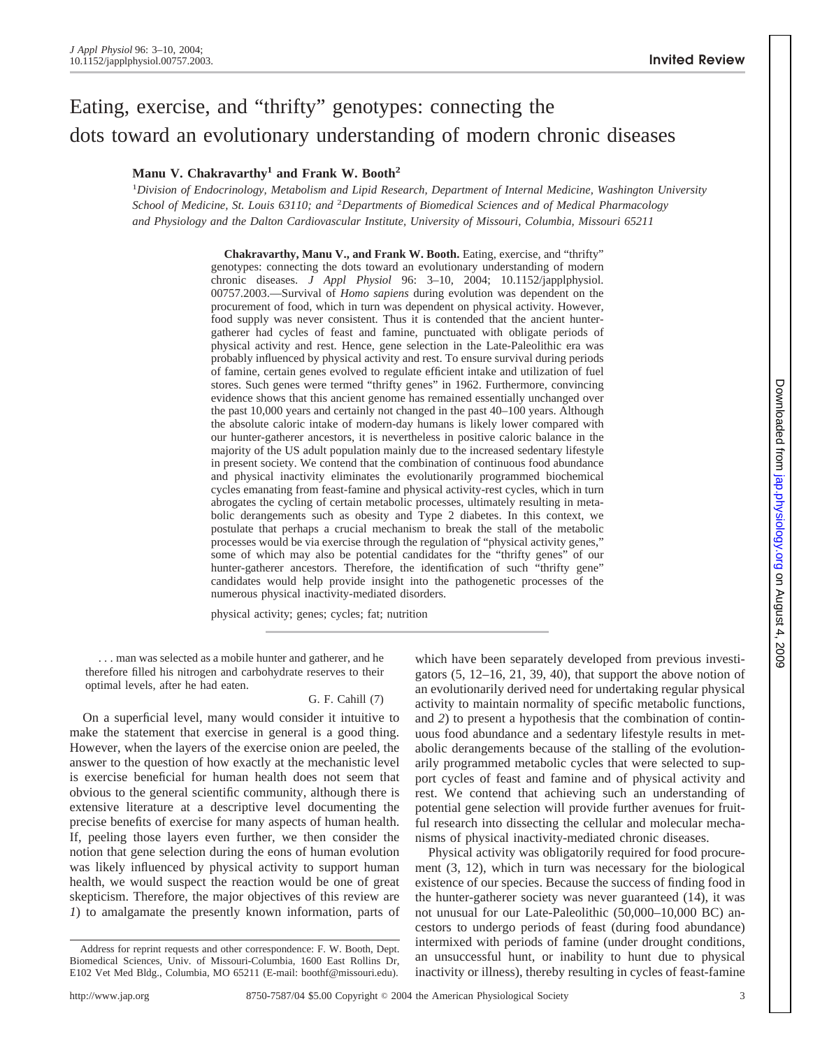# Eating, exercise, and "thrifty" genotypes: connecting the dots toward an evolutionary understanding of modern chronic diseases

**Manu V. Chakravarthy[1] and Frank W. Booth[2]**

[1]*Division of Endocrinology, Metabolism and Lipid Research, Department of Internal Medicine, Washington University School of Medicine, St. Louis 63110; and* [2]*Departments of Biomedical Sciences and of Medical Pharmacology and Physiology and the Dalton Cardiovascular Institute, University of Missouri, Columbia, Missouri 65211*

**Chakravarthy, Manu V., and Frank W. Booth.** Eating, exercise, and "thrifty" genotypes: connecting the dots toward an evolutionary understanding of modern chronic diseases. *J Appl Physiol* 96: 3–10, 2004; 10.1152/japplphysiol.00757.2003.—Survival of *Homo sapiens* during evolution was dependent on the procurement of food, which in turn was dependent on physical activity. However, food supply was never consistent. Thus it is contended that the ancient hunter-gatherer had cycles of feast and famine, punctuated with obligate periods of physical activity and rest. Hence, gene selection in the Late-Paleolithic era was probably influenced by physical activity and rest. To ensure survival during periods of famine, certain genes evolved to regulate efficient intake and utilization of fuel stores. Such genes were termed "thrifty genes" in 1962. Furthermore, convincing evidence shows that this ancient genome has remained essentially unchanged over the past 10,000 years and certainly not changed in the past 40–100 years. Although the absolute caloric intake of modern-day humans is likely lower compared with our hunter-gatherer ancestors, it is nevertheless in positive caloric balance in the majority of the US adult population mainly due to the increased sedentary lifestyle in present society. We contend that the combination of continuous food abundance and physical inactivity eliminates the evolutionarily programmed biochemical cycles emanating from feast-famine and physical activity-rest cycles, which in turn abrogates the cycling of certain metabolic processes, ultimately resulting in metabolic derangements such as obesity and Type 2 diabetes. In this context, we postulate that perhaps a crucial mechanism to break the stall of the metabolic processes would be via exercise through the regulation of "physical activity genes," some of which may also be potential candidates for the "thrifty genes" of our hunter-gatherer ancestors. Therefore, the identification of such "thrifty gene" candidates would help provide insight into the pathogenetic processes of the numerous physical inactivity-mediated disorders.

physical activity; genes; cycles; fat; nutrition

> . . . man was selected as a mobile hunter and gatherer, and he therefore filled his nitrogen and carbohydrate reserves to their optimal levels, after he had eaten.
>
> G. F. Cahill (7)

On a superficial level, many would consider it intuitive to make the statement that exercise in general is a good thing. However, when the layers of the exercise onion are peeled, the answer to the question of how exactly at the mechanistic level is exercise beneficial for human health does not seem that obvious to the general scientific community, although there is extensive literature at a descriptive level documenting the precise benefits of exercise for many aspects of human health. If, peeling those layers even further, we then consider the notion that gene selection during the eons of human evolution was likely influenced by physical activity to support human health, we would suspect the reaction would be one of great skepticism. Therefore, the major objectives of this review are *1*) to amalgamate the presently known information, parts of which have been separately developed from previous investigators (5, 12–16, 21, 39, 40), that support the above notion of an evolutionarily derived need for undertaking regular physical activity to maintain normality of specific metabolic functions, and *2*) to present a hypothesis that the combination of continuous food abundance and a sedentary lifestyle results in metabolic derangements because of the stalling of the evolutionarily programmed metabolic cycles that were selected to support cycles of feast and famine and of physical activity and rest. We contend that achieving such an understanding of potential gene selection will provide further avenues for fruitful research into dissecting the cellular and molecular mechanisms of physical inactivity-mediated chronic diseases.

Physical activity was obligatorily required for food procurement (3, 12), which in turn was necessary for the biological existence of our species. Because the success of finding food in the hunter-gatherer society was never guaranteed (14), it was not unusual for our Late-Paleolithic (50,000–10,000 BC) ancestors to undergo periods of feast (during food abundance) intermixed with periods of famine (under drought conditions, an unsuccessful hunt, or inability to hunt due to physical inactivity or illness), thereby resulting in cycles of feast-famine

Address for reprint requests and other correspondence: F. W. Booth, Dept. Biomedical Sciences, Univ. of Missouri-Columbia, 1600 East Rollins Dr, E102 Vet Med Bldg., Columbia, MO 65211 (E-mail: boothf@missouri.edu).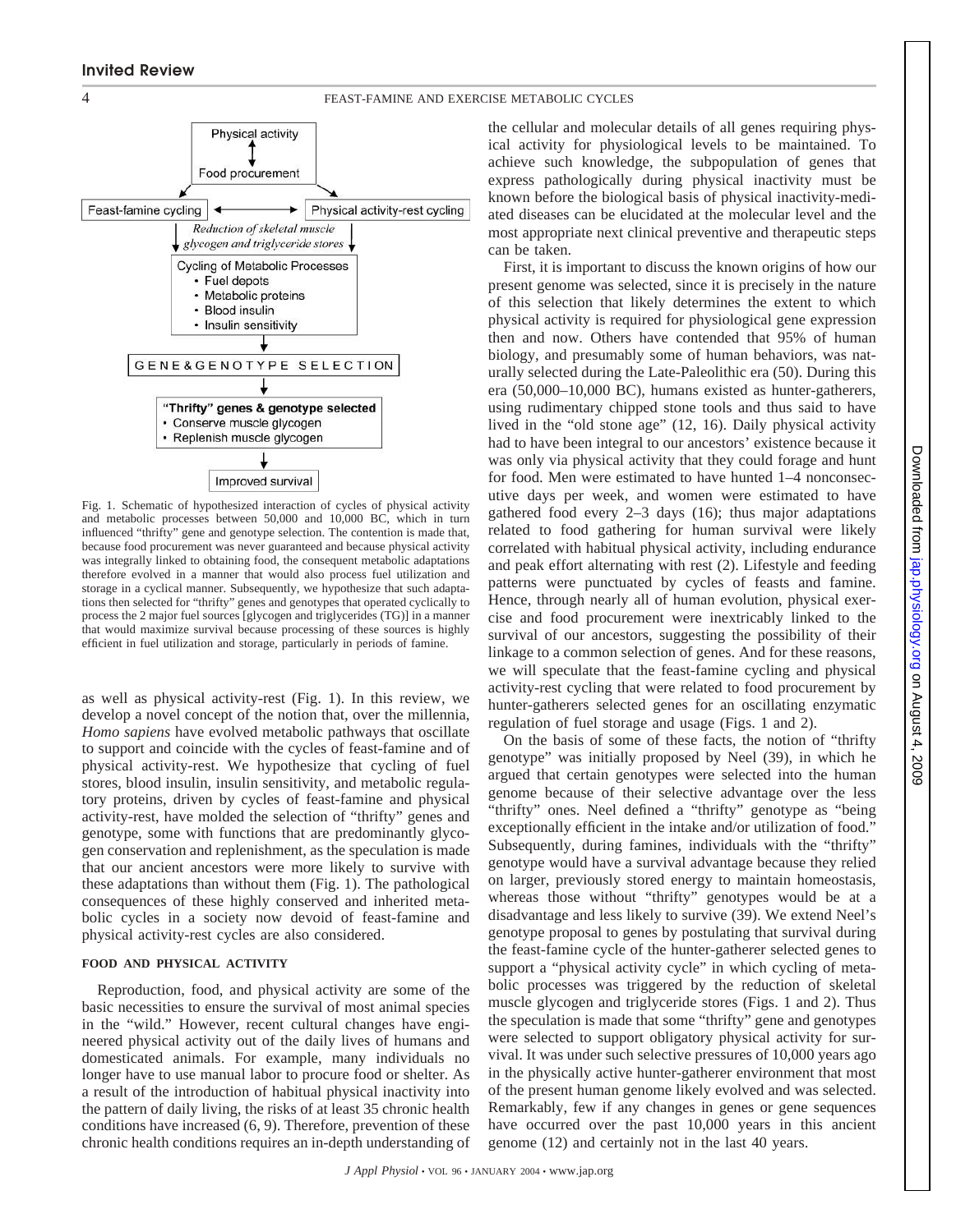Fig. 1. Schematic of hypothesized interaction of cycles of physical activity and metabolic processes between 50,000 and 10,000 BC, which in turn influenced "thrifty" gene and genotype selection. The contention is made that, because food procurement was never guaranteed and because physical activity was integrally linked to obtaining food, the consequent metabolic adaptations therefore evolved in a manner that would also process fuel utilization and storage in a cyclical manner. Subsequently, we hypothesize that such adaptations then selected for "thrifty" genes and genotypes that operated cyclically to process the 2 major fuel sources [glycogen and triglycerides (TG)] in a manner that would maximize survival because processing of these sources is highly efficient in fuel utilization and storage, particularly in periods of famine.

as well as physical activity-rest (Fig. 1). In this review, we develop a novel concept of the notion that, over the millennia, *Homo sapiens* have evolved metabolic pathways that oscillate to support and coincide with the cycles of feast-famine and of physical activity-rest. We hypothesize that cycling of fuel stores, blood insulin, insulin sensitivity, and metabolic regulatory proteins, driven by cycles of feast-famine and physical activity-rest, have molded the selection of "thrifty" genes and genotype, some with functions that are predominantly glycogen conservation and replenishment, as the speculation is made that our ancient ancestors were more likely to survive with these adaptations than without them (Fig. 1). The pathological consequences of these highly conserved and inherited metabolic cycles in a society now devoid of feast-famine and physical activity-rest cycles are also considered.

## FOOD AND PHYSICAL ACTIVITY

Reproduction, food, and physical activity are some of the basic necessities to ensure the survival of most animal species in the "wild." However, recent cultural changes have engineered physical activity out of the daily lives of humans and domesticated animals. For example, many individuals no longer have to use manual labor to procure food or shelter. As a result of the introduction of habitual physical inactivity into the pattern of daily living, the risks of at least 35 chronic health conditions have increased (6, 9). Therefore, prevention of these chronic health conditions requires an in-depth understanding of the cellular and molecular details of all genes requiring physical activity for physiological levels to be maintained. To achieve such knowledge, the subpopulation of genes that express pathologically during physical inactivity must be known before the biological basis of physical inactivity-mediated diseases can be elucidated at the molecular level and the most appropriate next clinical preventive and therapeutic steps can be taken.

First, it is important to discuss the known origins of how our present genome was selected, since it is precisely in the nature of this selection that likely determines the extent to which physical activity is required for physiological gene expression then and now. Others have contended that 95% of human biology, and presumably some of human behaviors, was naturally selected during the Late-Paleolithic era (50). During this era (50,000–10,000 BC), humans existed as hunter-gatherers, using rudimentary chipped stone tools and thus said to have lived in the "old stone age" (12, 16). Daily physical activity had to have been integral to our ancestors' existence because it was only via physical activity that they could forage and hunt for food. Men were estimated to have hunted 1–4 nonconsecutive days per week, and women were estimated to have gathered food every 2–3 days (16); thus major adaptations related to food gathering for human survival were likely correlated with habitual physical activity, including endurance and peak effort alternating with rest (2). Lifestyle and feeding patterns were punctuated by cycles of feasts and famine. Hence, through nearly all of human evolution, physical exercise and food procurement were inextricably linked to the survival of our ancestors, suggesting the possibility of their linkage to a common selection of genes. And for these reasons, we will speculate that the feast-famine cycling and physical activity-rest cycling that were related to food procurement by hunter-gatherers selected genes for an oscillating enzymatic regulation of fuel storage and usage (Figs. 1 and 2).

On the basis of some of these facts, the notion of "thrifty genotype" was initially proposed by Neel (39), in which he argued that certain genotypes were selected into the human genome because of their selective advantage over the less "thrifty" ones. Neel defined a "thrifty" genotype as "being exceptionally efficient in the intake and/or utilization of food." Subsequently, during famines, individuals with the "thrifty" genotype would have a survival advantage because they relied on larger, previously stored energy to maintain homeostasis, whereas those without "thrifty" genotypes would be at a disadvantage and less likely to survive (39). We extend Neel's genotype proposal to genes by postulating that survival during the feast-famine cycle of the hunter-gatherer selected genes to support a "physical activity cycle" in which cycling of metabolic processes was triggered by the reduction of skeletal muscle glycogen and triglyceride stores (Figs. 1 and 2). Thus the speculation is made that some "thrifty" gene and genotypes were selected to support obligatory physical activity for survival. It was under such selective pressures of 10,000 years ago in the physically active hunter-gatherer environment that most of the present human genome likely evolved and was selected. Remarkably, few if any changes in genes or gene sequences have occurred over the past 10,000 years in this ancient genome (12) and certainly not in the last 40 years.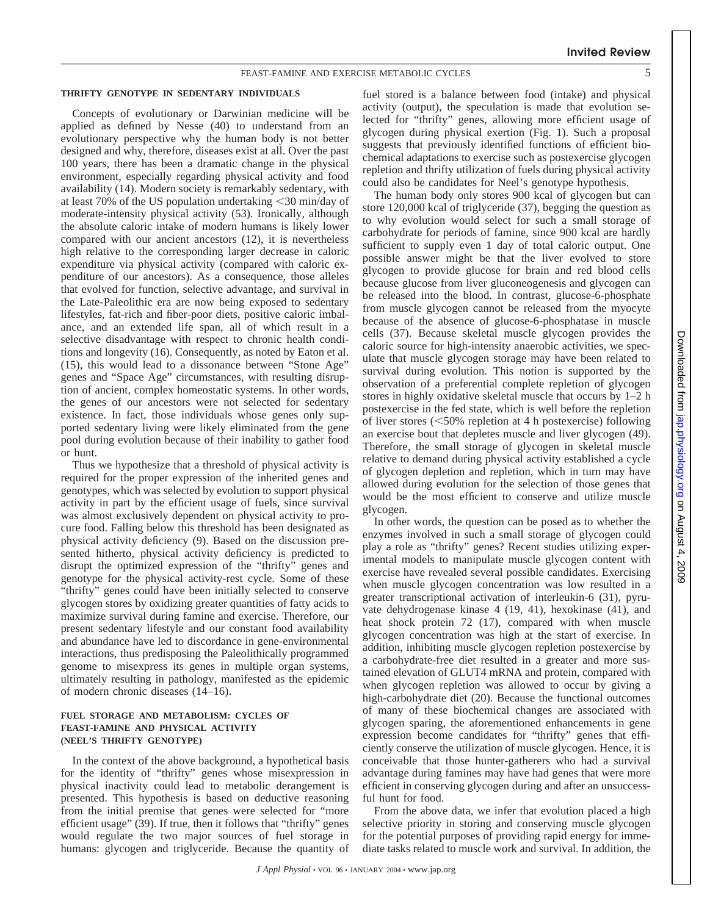## THRIFTY GENOTYPE IN SEDENTARY INDIVIDUALS

Concepts of evolutionary or Darwinian medicine will be applied as defined by Nesse (40) to understand from an evolutionary perspective why the human body is not better designed and why, therefore, diseases exist at all. Over the past 100 years, there has been a dramatic change in the physical environment, especially regarding physical activity and food availability (14). Modern society is remarkably sedentary, with at least 70% of the US population undertaking <30 min/day of moderate-intensity physical activity (53). Ironically, although the absolute caloric intake of modern humans is likely lower compared with our ancient ancestors (12), it is nevertheless high relative to the corresponding larger decrease in caloric expenditure via physical activity (compared with caloric expenditure of our ancestors). As a consequence, those alleles that evolved for function, selective advantage, and survival in the Late-Paleolithic era are now being exposed to sedentary lifestyles, fat-rich and fiber-poor diets, positive caloric imbalance, and an extended life span, all of which result in a selective disadvantage with respect to chronic health conditions and longevity (16). Consequently, as noted by Eaton et al. (15), this would lead to a dissonance between "Stone Age" genes and "Space Age" circumstances, with resulting disruption of ancient, complex homeostatic systems. In other words, the genes of our ancestors were not selected for sedentary existence. In fact, those individuals whose genes only supported sedentary living were likely eliminated from the gene pool during evolution because of their inability to gather food or hunt.

Thus we hypothesize that a threshold of physical activity is required for the proper expression of the inherited genes and genotypes, which was selected by evolution to support physical activity in part by the efficient usage of fuels, since survival was almost exclusively dependent on physical activity to procure food. Falling below this threshold has been designated as physical activity deficiency (9). Based on the discussion presented hitherto, physical activity deficiency is predicted to disrupt the optimized expression of the "thrifty" genes and genotype for the physical activity-rest cycle. Some of these "thrifty" genes could have been initially selected to conserve glycogen stores by oxidizing greater quantities of fatty acids to maximize survival during famine and exercise. Therefore, our present sedentary lifestyle and our constant food availability and abundance have led to discordance in gene-environmental interactions, thus predisposing the Paleolithically programmed genome to misexpress its genes in multiple organ systems, ultimately resulting in pathology, manifested as the epidemic of modern chronic diseases (14–16).

## FUEL STORAGE AND METABOLISM: CYCLES OF FEAST-FAMINE AND PHYSICAL ACTIVITY (NEEL'S THRIFTY GENOTYPE)

In the context of the above background, a hypothetical basis for the identity of "thrifty" genes whose misexpression in physical inactivity could lead to metabolic derangement is presented. This hypothesis is based on deductive reasoning from the initial premise that genes were selected for "more efficient usage" (39). If true, then it follows that "thrifty" genes would regulate the two major sources of fuel storage in humans: glycogen and triglyceride. Because the quantity of fuel stored is a balance between food (intake) and physical activity (output), the speculation is made that evolution selected for "thrifty" genes, allowing more efficient usage of glycogen during physical exertion (Fig. 1). Such a proposal suggests that previously identified functions of efficient biochemical adaptations to exercise such as postexercise glycogen repletion and thrifty utilization of fuels during physical activity could also be candidates for Neel's genotype hypothesis.

The human body only stores 900 kcal of glycogen but can store 120,000 kcal of triglyceride (37), begging the question as to why evolution would select for such a small storage of carbohydrate for periods of famine, since 900 kcal are hardly sufficient to supply even 1 day of total caloric output. One possible answer might be that the liver evolved to store glycogen to provide glucose for brain and red blood cells because glucose from liver gluconeogenesis and glycogen can be released into the blood. In contrast, glucose-6-phosphate from muscle glycogen cannot be released from the myocyte because of the absence of glucose-6-phosphatase in muscle cells (37). Because skeletal muscle glycogen provides the caloric source for high-intensity anaerobic activities, we speculate that muscle glycogen storage may have been related to survival during evolution. This notion is supported by the observation of a preferential complete repletion of glycogen stores in highly oxidative skeletal muscle that occurs by 1–2 h postexercise in the fed state, which is well before the repletion of liver stores (<50% repletion at 4 h postexercise) following an exercise bout that depletes muscle and liver glycogen (49). Therefore, the small storage of glycogen in skeletal muscle relative to demand during physical activity established a cycle of glycogen depletion and repletion, which in turn may have allowed during evolution for the selection of those genes that would be the most efficient to conserve and utilize muscle glycogen.

In other words, the question can be posed as to whether the enzymes involved in such a small storage of glycogen could play a role as "thrifty" genes? Recent studies utilizing experimental models to manipulate muscle glycogen content with exercise have revealed several possible candidates. Exercising when muscle glycogen concentration was low resulted in a greater transcriptional activation of interleukin-6 (31), pyruvate dehydrogenase kinase 4 (19, 41), hexokinase (41), and heat shock protein 72 (17), compared with when muscle glycogen concentration was high at the start of exercise. In addition, inhibiting muscle glycogen repletion postexercise by a carbohydrate-free diet resulted in a greater and more sustained elevation of GLUT4 mRNA and protein, compared with when glycogen repletion was allowed to occur by giving a high-carbohydrate diet (20). Because the functional outcomes of many of these biochemical changes are associated with glycogen sparing, the aforementioned enhancements in gene expression become candidates for "thrifty" genes that efficiently conserve the utilization of muscle glycogen. Hence, it is conceivable that those hunter-gatherers who had a survival advantage during famines may have had genes that were more efficient in conserving glycogen during and after an unsuccessful hunt for food.

From the above data, we infer that evolution placed a high selective priority in storing and conserving muscle glycogen for the potential purposes of providing rapid energy for immediate tasks related to muscle work and survival. In addition, the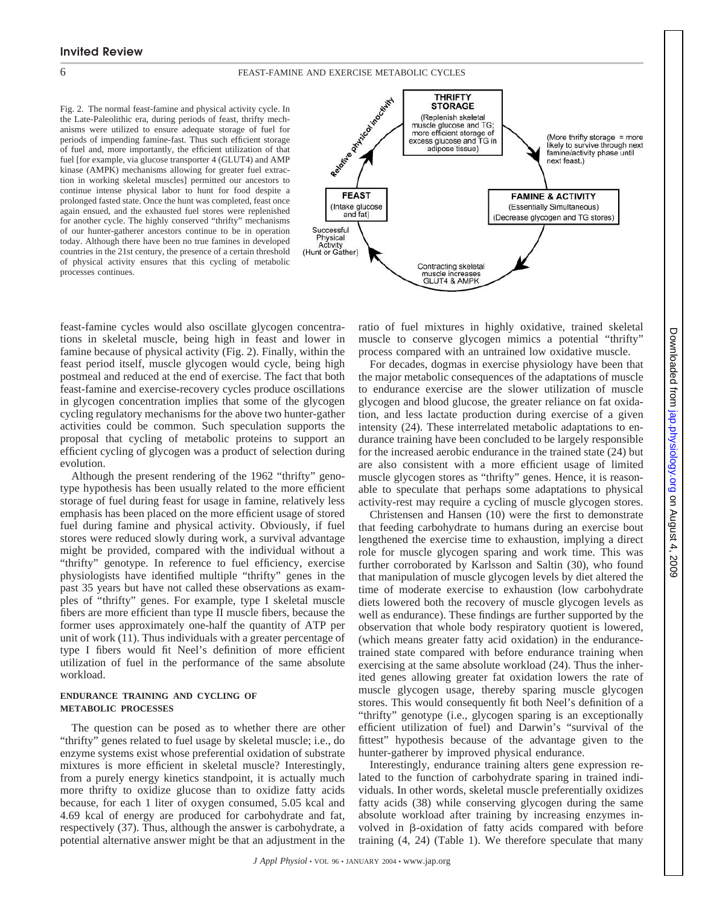## Invited Review

Fig. 2. The normal feast-famine and physical activity cycle. In the Late-Paleolithic era, during periods of feast, thrifty mechanisms were utilized to ensure adequate storage of fuel for periods of impending famine-fast. Thus such efficient storage of fuel and, more importantly, the efficient utilization of that fuel [for example, via glucose transporter 4 (GLUT4) and AMP kinase (AMPK) mechanisms allowing for greater fuel extraction in working skeletal muscles] permitted our ancestors to continue intense physical labor to hunt for food despite a prolonged fasted state. Once the hunt was completed, feast once again ensued, and the exhausted fuel stores were replenished for another cycle. The highly conserved "thrifty" mechanisms of our hunter-gatherer ancestors continue to be in operation today. Although there have been no true famines in developed countries in the 21st century, the presence of a certain threshold of physical activity ensures that this cycling of metabolic processes continues.

feast-famine cycles would also oscillate glycogen concentrations in skeletal muscle, being high in feast and lower in famine because of physical activity (Fig. 2). Finally, within the feast period itself, muscle glycogen would cycle, being high postmeal and reduced at the end of exercise. The fact that both feast-famine and exercise-recovery cycles produce oscillations in glycogen concentration implies that some of the glycogen cycling regulatory mechanisms for the above two hunter-gather activities could be common. Such speculation supports the proposal that cycling of metabolic proteins to support an efficient cycling of glycogen was a product of selection during evolution.

Although the present rendering of the 1962 "thrifty" genotype hypothesis has been usually related to the more efficient storage of fuel during feast for usage in famine, relatively less emphasis has been placed on the more efficient usage of stored fuel during famine and physical activity. Obviously, if fuel stores were reduced slowly during work, a survival advantage might be provided, compared with the individual without a "thrifty" genotype. In reference to fuel efficiency, exercise physiologists have identified multiple "thrifty" genes in the past 35 years but have not called these observations as examples of "thrifty" genes. For example, type I skeletal muscle fibers are more efficient than type II muscle fibers, because the former uses approximately one-half the quantity of ATP per unit of work (11). Thus individuals with a greater percentage of type I fibers would fit Neel's definition of more efficient utilization of fuel in the performance of the same absolute workload.

### ENDURANCE TRAINING AND CYCLING OF METABOLIC PROCESSES

The question can be posed as to whether there are other "thrifty" genes related to fuel usage by skeletal muscle; i.e., do enzyme systems exist whose preferential oxidation of substrate mixtures is more efficient in skeletal muscle? Interestingly, from a purely energy kinetics standpoint, it is actually much more thrifty to oxidize glucose than to oxidize fatty acids because, for each 1 liter of oxygen consumed, 5.05 kcal and 4.69 kcal of energy are produced for carbohydrate and fat, respectively (37). Thus, although the answer is carbohydrate, a potential alternative answer might be that an adjustment in the ratio of fuel mixtures in highly oxidative, trained skeletal muscle to conserve glycogen mimics a potential "thrifty" process compared with an untrained low oxidative muscle.

For decades, dogmas in exercise physiology have been that the major metabolic consequences of the adaptations of muscle to endurance exercise are the slower utilization of muscle glycogen and blood glucose, the greater reliance on fat oxidation, and less lactate production during exercise of a given intensity (24). These interrelated metabolic adaptations to endurance training have been concluded to be largely responsible for the increased aerobic endurance in the trained state (24) but are also consistent with a more efficient usage of limited muscle glycogen stores as "thrifty" genes. Hence, it is reasonable to speculate that perhaps some adaptations to physical activity-rest may require a cycling of muscle glycogen stores.

Christensen and Hansen (10) were the first to demonstrate that feeding carbohydrate to humans during an exercise bout lengthened the exercise time to exhaustion, implying a direct role for muscle glycogen sparing and work time. This was further corroborated by Karlsson and Saltin (30), who found that manipulation of muscle glycogen levels by diet altered the time of moderate exercise to exhaustion (low carbohydrate diets lowered both the recovery of muscle glycogen levels as well as endurance). These findings are further supported by the observation that whole body respiratory quotient is lowered, (which means greater fatty acid oxidation) in the endurance-trained state compared with before endurance training when exercising at the same absolute workload (24). Thus the inherited genes allowing greater fat oxidation lowers the rate of muscle glycogen usage, thereby sparing muscle glycogen stores. This would consequently fit both Neel's definition of a "thrifty" genotype (i.e., glycogen sparing is an exceptionally efficient utilization of fuel) and Darwin's "survival of the fittest" hypothesis because of the advantage given to the hunter-gatherer by improved physical endurance.

Interestingly, endurance training alters gene expression related to the function of carbohydrate sparing in trained individuals. In other words, skeletal muscle preferentially oxidizes fatty acids (38) while conserving glycogen during the same absolute workload after training by increasing enzymes involved in β-oxidation of fatty acids compared with before training (4, 24) (Table 1). We therefore speculate that many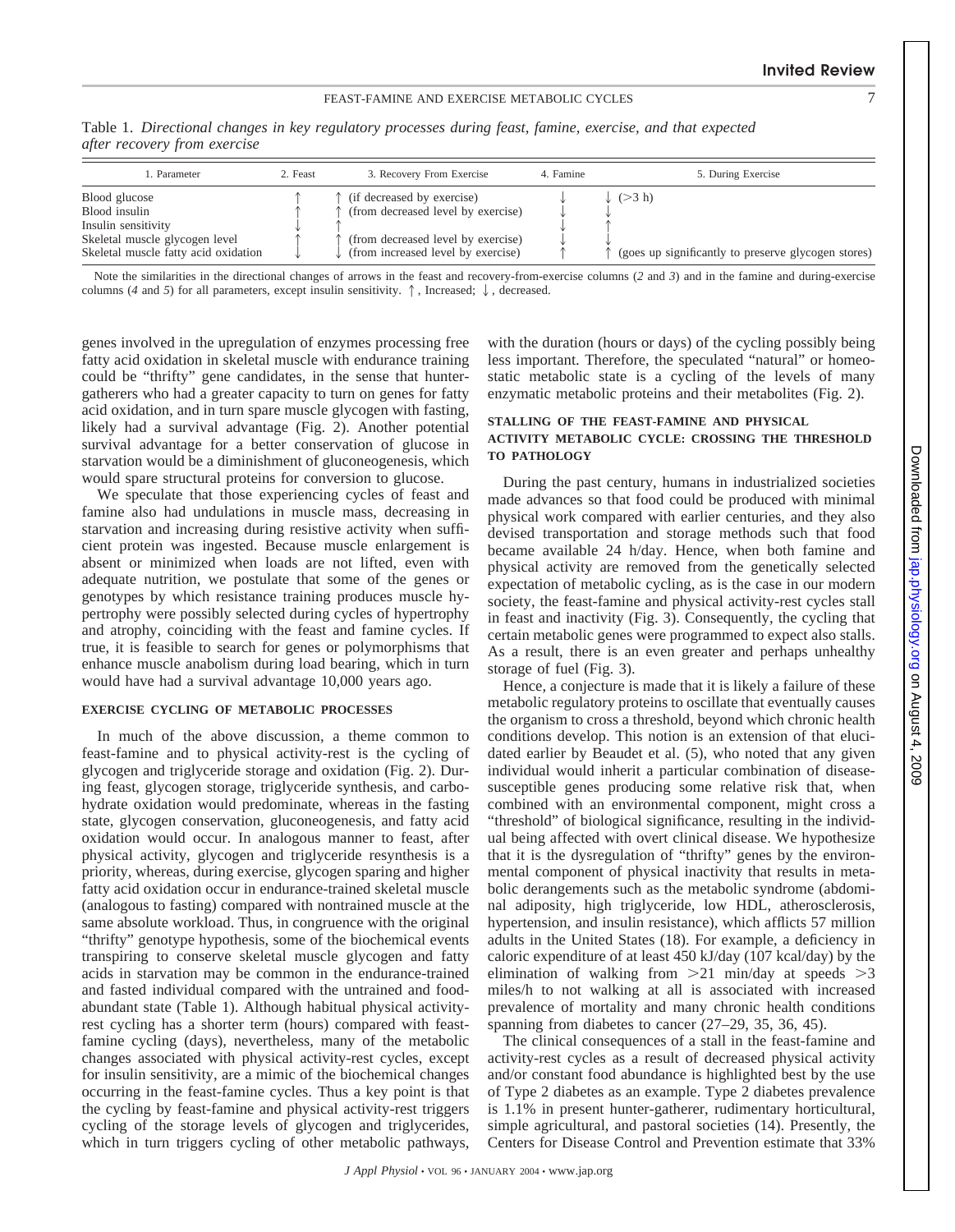Table 1. *Directional changes in key regulatory processes during feast, famine, exercise, and that expected after recovery from exercise*

| 1. Parameter | 2. Feast | 3. Recovery From Exercise | 4. Famine | 5. During Exercise |
| --- | --- | --- | --- | --- |
| Blood glucose | ↑ | ↑ (if decreased by exercise) | ↓ | ↓ (>3 h) |
| Blood insulin | ↑ | ↑ (from decreased level by exercise) | ↓ | ↓ |
| Insulin sensitivity | ↓ | ↑ | ↓ | ↑ |
| Skeletal muscle glycogen level | ↑ | ↑ (from decreased level by exercise) | ↓ | ↓ |
| Skeletal muscle fatty acid oxidation | ↓ | ↓ (from increased level by exercise) | ↑ | ↑ (goes up significantly to preserve glycogen stores) |

Note the similarities in the directional changes of arrows in the feast and recovery-from-exercise columns (*2* and *3*) and in the famine and during-exercise columns (*4* and *5*) for all parameters, except insulin sensitivity. ↑, Increased; ↓, decreased.

genes involved in the upregulation of enzymes processing free fatty acid oxidation in skeletal muscle with endurance training could be "thrifty" gene candidates, in the sense that hunter-gatherers who had a greater capacity to turn on genes for fatty acid oxidation, and in turn spare muscle glycogen with fasting, likely had a survival advantage (Fig. 2). Another potential survival advantage for a better conservation of glucose in starvation would be a diminishment of gluconeogenesis, which would spare structural proteins for conversion to glucose.

We speculate that those experiencing cycles of feast and famine also had undulations in muscle mass, decreasing in starvation and increasing during resistive activity when sufficient protein was ingested. Because muscle enlargement is absent or minimized when loads are not lifted, even with adequate nutrition, we postulate that some of the genes or genotypes by which resistance training produces muscle hypertrophy were possibly selected during cycles of hypertrophy and atrophy, coinciding with the feast and famine cycles. If true, it is feasible to search for genes or polymorphisms that enhance muscle anabolism during load bearing, which in turn would have had a survival advantage 10,000 years ago.

## EXERCISE CYCLING OF METABOLIC PROCESSES

In much of the above discussion, a theme common to feast-famine and to physical activity-rest is the cycling of glycogen and triglyceride storage and oxidation (Fig. 2). During feast, glycogen storage, triglyceride synthesis, and carbohydrate oxidation would predominate, whereas in the fasting state, glycogen conservation, gluconeogenesis, and fatty acid oxidation would occur. In analogous manner to feast, after physical activity, glycogen and triglyceride resynthesis is a priority, whereas, during exercise, glycogen sparing and higher fatty acid oxidation occur in endurance-trained skeletal muscle (analogous to fasting) compared with nontrained muscle at the same absolute workload. Thus, in congruence with the original "thrifty" genotype hypothesis, some of the biochemical events transpiring to conserve skeletal muscle glycogen and fatty acids in starvation may be common in the endurance-trained and fasted individual compared with the untrained and food-abundant state (Table 1). Although habitual physical activity-rest cycling has a shorter term (hours) compared with feast-famine cycling (days), nevertheless, many of the metabolic changes associated with physical activity-rest cycles, except for insulin sensitivity, are a mimic of the biochemical changes occurring in the feast-famine cycles. Thus a key point is that the cycling by feast-famine and physical activity-rest triggers cycling of the storage levels of glycogen and triglycerides, which in turn triggers cycling of other metabolic pathways, with the duration (hours or days) of the cycling possibly being less important. Therefore, the speculated "natural" or homeostatic metabolic state is a cycling of the levels of many enzymatic metabolic proteins and their metabolites (Fig. 2).

## STALLING OF THE FEAST-FAMINE AND PHYSICAL ACTIVITY METABOLIC CYCLE: CROSSING THE THRESHOLD TO PATHOLOGY

During the past century, humans in industrialized societies made advances so that food could be produced with minimal physical work compared with earlier centuries, and they also devised transportation and storage methods such that food became available 24 h/day. Hence, when both famine and physical activity are removed from the genetically selected expectation of metabolic cycling, as is the case in our modern society, the feast-famine and physical activity-rest cycles stall in feast and inactivity (Fig. 3). Consequently, the cycling that certain metabolic genes were programmed to expect also stalls. As a result, there is an even greater and perhaps unhealthy storage of fuel (Fig. 3).

Hence, a conjecture is made that it is likely a failure of these metabolic regulatory proteins to oscillate that eventually causes the organism to cross a threshold, beyond which chronic health conditions develop. This notion is an extension of that elucidated earlier by Beaudet et al. (5), who noted that any given individual would inherit a particular combination of disease-susceptible genes producing some relative risk that, when combined with an environmental component, might cross a "threshold" of biological significance, resulting in the individual being affected with overt clinical disease. We hypothesize that it is the dysregulation of "thrifty" genes by the environmental component of physical inactivity that results in metabolic derangements such as the metabolic syndrome (abdominal adiposity, high triglyceride, low HDL, atherosclerosis, hypertension, and insulin resistance), which afflicts 57 million adults in the United States (18). For example, a deficiency in caloric expenditure of at least 450 kJ/day (107 kcal/day) by the elimination of walking from >21 min/day at speeds >3 miles/h to not walking at all is associated with increased prevalence of mortality and many chronic health conditions spanning from diabetes to cancer (27–29, 35, 36, 45).

The clinical consequences of a stall in the feast-famine and activity-rest cycles as a result of decreased physical activity and/or constant food abundance is highlighted best by the use of Type 2 diabetes as an example. Type 2 diabetes prevalence is 1.1% in present hunter-gatherer, rudimentary horticultural, simple agricultural, and pastoral societies (14). Presently, the Centers for Disease Control and Prevention estimate that 33%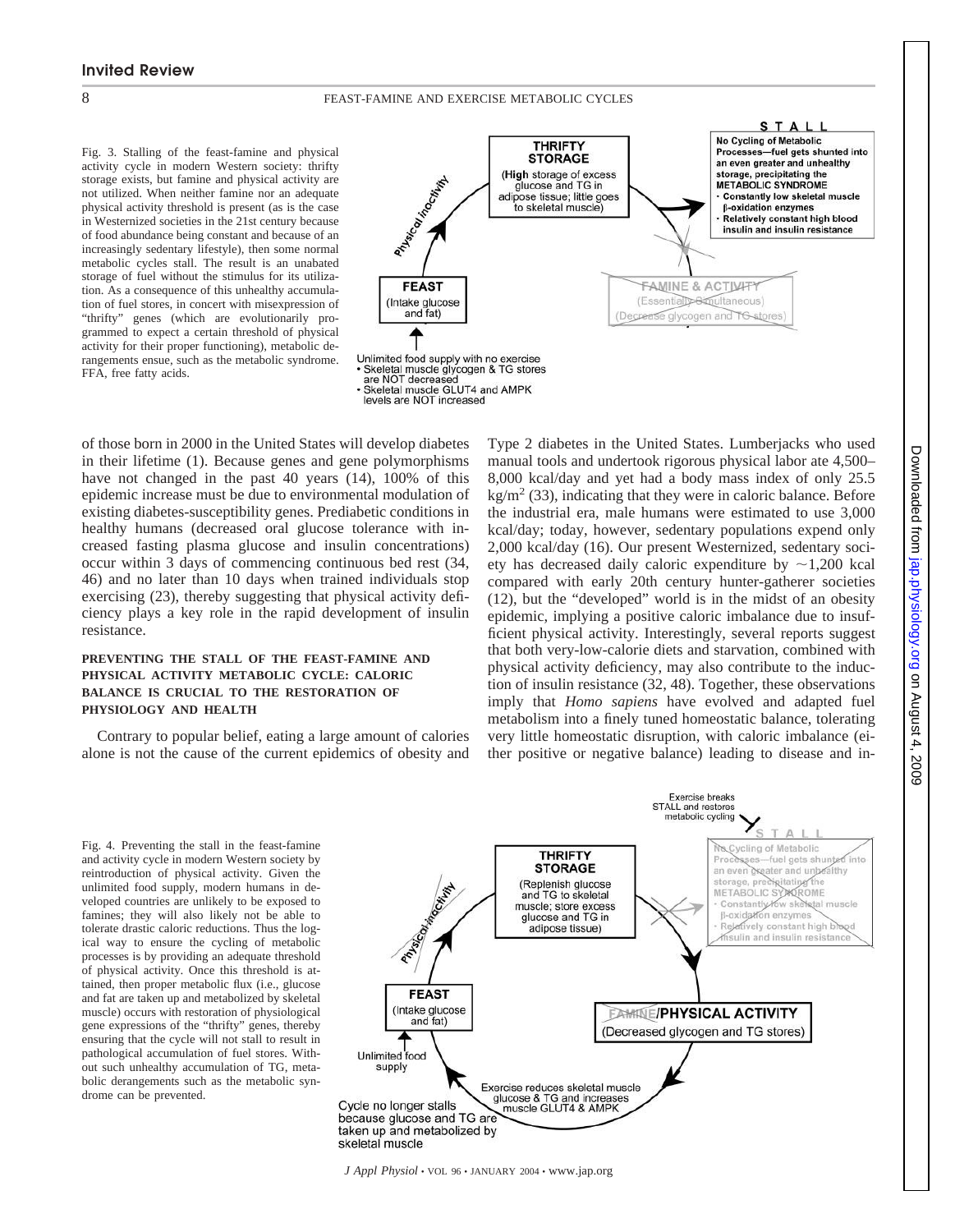Fig. 3. Stalling of the feast-famine and physical activity cycle in modern Western society: thrifty storage exists, but famine and physical activity are not utilized. When neither famine nor an adequate physical activity threshold is present (as is the case in Westernized societies in the 21st century because of food abundance being constant and because of an increasingly sedentary lifestyle), then some normal metabolic cycles stall. The result is an unabated storage of fuel without the stimulus for its utilization. As a consequence of this unhealthy accumulation of fuel stores, in concert with misexpression of "thrifty" genes (which are evolutionarily programmed to expect a certain threshold of physical activity for their proper functioning), metabolic derangements ensue, such as the metabolic syndrome. FFA, free fatty acids.

of those born in 2000 in the United States will develop diabetes in their lifetime (1). Because genes and gene polymorphisms have not changed in the past 40 years (14), 100% of this epidemic increase must be due to environmental modulation of existing diabetes-susceptibility genes. Prediabetic conditions in healthy humans (decreased oral glucose tolerance with increased fasting plasma glucose and insulin concentrations) occur within 3 days of commencing continuous bed rest (34, 46) and no later than 10 days when trained individuals stop exercising (23), thereby suggesting that physical activity deficiency plays a key role in the rapid development of insulin resistance.

## PREVENTING THE STALL OF THE FEAST-FAMINE AND PHYSICAL ACTIVITY METABOLIC CYCLE: CALORIC BALANCE IS CRUCIAL TO THE RESTORATION OF PHYSIOLOGY AND HEALTH

Contrary to popular belief, eating a large amount of calories alone is not the cause of the current epidemics of obesity and Type 2 diabetes in the United States. Lumberjacks who used manual tools and undertook rigorous physical labor ate 4,500–8,000 kcal/day and yet had a body mass index of only 25.5 $kg/m^2$ (33), indicating that they were in caloric balance. Before the industrial era, male humans were estimated to use 3,000 kcal/day; today, however, sedentary populations expend only 2,000 kcal/day (16). Our present Westernized, sedentary society has decreased daily caloric expenditure by ~1,200 kcal compared with early 20th century hunter-gatherer societies (12), but the "developed" world is in the midst of an obesity epidemic, implying a positive caloric imbalance due to insufficient physical activity. Interestingly, several reports suggest that both very-low-calorie diets and starvation, combined with physical activity deficiency, may also contribute to the induction of insulin resistance (32, 48). Together, these observations imply that *Homo sapiens* have evolved and adapted fuel metabolism into a finely tuned homeostatic balance, tolerating very little homeostatic disruption, with caloric imbalance (either positive or negative balance) leading to disease and in-

Fig. 4. Preventing the stall in the feast-famine and activity cycle in modern Western society by reintroduction of physical activity. Given the unlimited food supply, modern humans in developed countries are unlikely to be exposed to famines; they will also likely not be able to tolerate drastic caloric reductions. Thus the logical way to ensure the cycling of metabolic processes is by providing an adequate threshold of physical activity. Once this threshold is attained, then proper metabolic flux (i.e., glucose and fat are taken up and metabolized by skeletal muscle) occurs with restoration of physiological gene expressions of the "thrifty" genes, thereby ensuring that the cycle will not stall to result in pathological accumulation of fuel stores. Without such unhealthy accumulation of TG, metabolic derangements such as the metabolic syndrome can be prevented.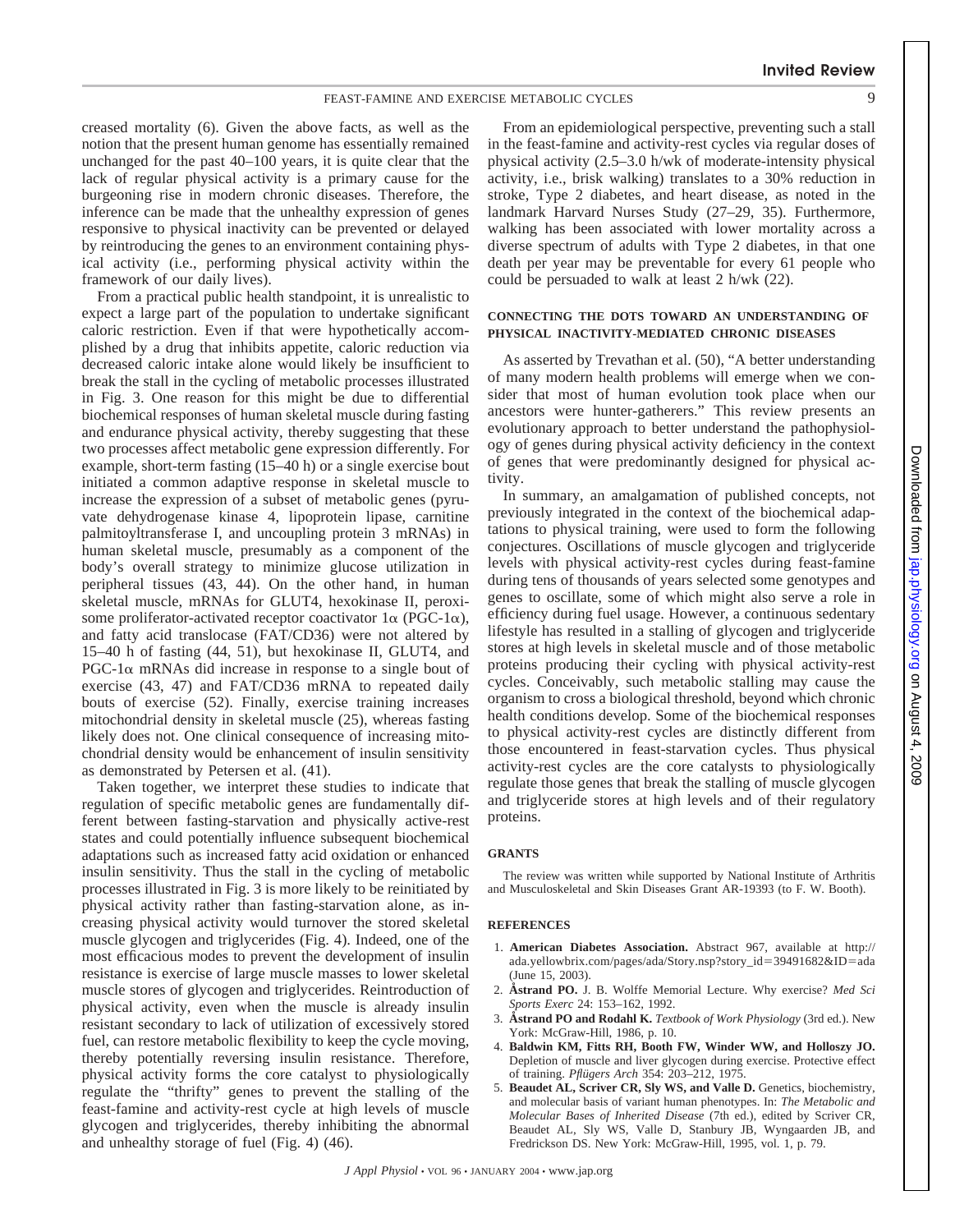creased mortality (6). Given the above facts, as well as the notion that the present human genome has essentially remained unchanged for the past 40–100 years, it is quite clear that the lack of regular physical activity is a primary cause for the burgeoning rise in modern chronic diseases. Therefore, the inference can be made that the unhealthy expression of genes responsive to physical inactivity can be prevented or delayed by reintroducing the genes to an environment containing physical activity (i.e., performing physical activity within the framework of our daily lives).

From a practical public health standpoint, it is unrealistic to expect a large part of the population to undertake significant caloric restriction. Even if that were hypothetically accomplished by a drug that inhibits appetite, caloric reduction via decreased caloric intake alone would likely be insufficient to break the stall in the cycling of metabolic processes illustrated in Fig. 3. One reason for this might be due to differential biochemical responses of human skeletal muscle during fasting and endurance physical activity, thereby suggesting that these two processes affect metabolic gene expression differently. For example, short-term fasting (15–40 h) or a single exercise bout initiated a common adaptive response in skeletal muscle to increase the expression of a subset of metabolic genes (pyruvate dehydrogenase kinase 4, lipoprotein lipase, carnitine palmitoyltransferase I, and uncoupling protein 3 mRNAs) in human skeletal muscle, presumably as a component of the body's overall strategy to minimize glucose utilization in peripheral tissues (43, 44). On the other hand, in human skeletal muscle, mRNAs for GLUT4, hexokinase II, peroxisome proliferator-activated receptor coactivator 1$\alpha$ (PGC-1$\alpha$), and fatty acid translocase (FAT/CD36) were not altered by 15–40 h of fasting (44, 51), but hexokinase II, GLUT4, and PGC-1$\alpha$ mRNAs did increase in response to a single bout of exercise (43, 47) and FAT/CD36 mRNA to repeated daily bouts of exercise (52). Finally, exercise training increases mitochondrial density in skeletal muscle (25), whereas fasting likely does not. One clinical consequence of increasing mitochondrial density would be enhancement of insulin sensitivity as demonstrated by Petersen et al. (41).

Taken together, we interpret these studies to indicate that regulation of specific metabolic genes are fundamentally different between fasting-starvation and physically active-rest states and could potentially influence subsequent biochemical adaptations such as increased fatty acid oxidation or enhanced insulin sensitivity. Thus the stall in the cycling of metabolic processes illustrated in Fig. 3 is more likely to be reinitiated by physical activity rather than fasting-starvation alone, as increasing physical activity would turnover the stored skeletal muscle glycogen and triglycerides (Fig. 4). Indeed, one of the most efficacious modes to prevent the development of insulin resistance is exercise of large muscle masses to lower skeletal muscle stores of glycogen and triglycerides. Reintroduction of physical activity, even when the muscle is already insulin resistant secondary to lack of utilization of excessively stored fuel, can restore metabolic flexibility to keep the cycle moving, thereby potentially reversing insulin resistance. Therefore, physical activity forms the core catalyst to physiologically regulate the "thrifty" genes to prevent the stalling of the feast-famine and activity-rest cycle at high levels of muscle glycogen and triglycerides, thereby inhibiting the abnormal and unhealthy storage of fuel (Fig. 4) (46).

From an epidemiological perspective, preventing such a stall in the feast-famine and activity-rest cycles via regular doses of physical activity (2.5–3.0 h/wk of moderate-intensity physical activity, i.e., brisk walking) translates to a 30% reduction in stroke, Type 2 diabetes, and heart disease, as noted in the landmark Harvard Nurses Study (27–29, 35). Furthermore, walking has been associated with lower mortality across a diverse spectrum of adults with Type 2 diabetes, in that one death per year may be preventable for every 61 people who could be persuaded to walk at least 2 h/wk (22).

## CONNECTING THE DOTS TOWARD AN UNDERSTANDING OF PHYSICAL INACTIVITY-MEDIATED CHRONIC DISEASES

As asserted by Trevathan et al. (50), "A better understanding of many modern health problems will emerge when we consider that most of human evolution took place when our ancestors were hunter-gatherers." This review presents an evolutionary approach to better understand the pathophysiology of genes during physical activity deficiency in the context of genes that were predominantly designed for physical activity.

In summary, an amalgamation of published concepts, not previously integrated in the context of the biochemical adaptations to physical training, were used to form the following conjectures. Oscillations of muscle glycogen and triglyceride levels with physical activity-rest cycles during feast-famine during tens of thousands of years selected some genotypes and genes to oscillate, some of which might also serve a role in efficiency during fuel usage. However, a continuous sedentary lifestyle has resulted in a stalling of glycogen and triglyceride stores at high levels in skeletal muscle and of those metabolic proteins producing their cycling with physical activity-rest cycles. Conceivably, such metabolic stalling may cause the organism to cross a biological threshold, beyond which chronic health conditions develop. Some of the biochemical responses to physical activity-rest cycles are distinctly different from those encountered in feast-starvation cycles. Thus physical activity-rest cycles are the core catalysts to physiologically regulate those genes that break the stalling of muscle glycogen and triglyceride stores at high levels and of their regulatory proteins.

## GRANTS

The review was written while supported by National Institute of Arthritis and Musculoskeletal and Skin Diseases Grant AR-19393 (to F. W. Booth).

## REFERENCES

1. **American Diabetes Association.** Abstract 967, available at http://ada.yellowbrix.com/pages/ada/Story.nsp?story_id=39491682&ID=ada (June 15, 2003).
2. **Åstrand PO.** J. B. Wolffe Memorial Lecture. Why exercise? *Med Sci Sports Exerc* 24: 153–162, 1992.
3. **Åstrand PO and Rodahl K.** *Textbook of Work Physiology* (3rd ed.). New York: McGraw-Hill, 1986, p. 10.
4. **Baldwin KM, Fitts RH, Booth FW, Winder WW, and Holloszy JO.** Depletion of muscle and liver glycogen during exercise. Protective effect of training. *Pflügers Arch* 354: 203–212, 1975.
5. **Beaudet AL, Scriver CR, Sly WS, and Valle D.** Genetics, biochemistry, and molecular basis of variant human phenotypes. In: *The Metabolic and Molecular Bases of Inherited Disease* (7th ed.), edited by Scriver CR, Beaudet AL, Sly WS, Valle D, Stanbury JB, Wyngaarden JB, and Fredrickson DS. New York: McGraw-Hill, 1995, vol. 1, p. 79.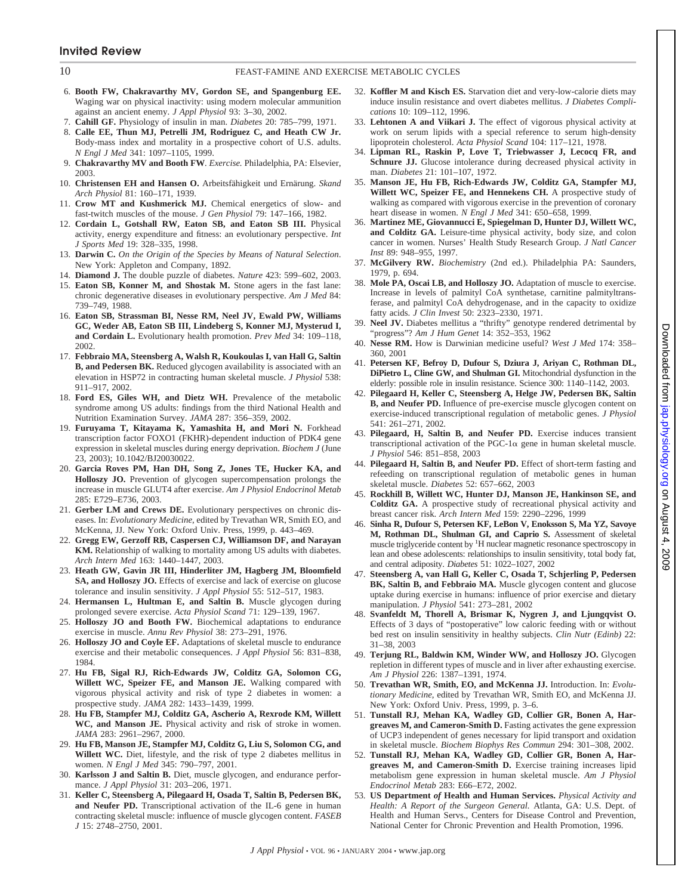6. **Booth FW, Chakravarthy MV, Gordon SE, and Spangenburg EE.** Waging war on physical inactivity: using modern molecular ammunition against an ancient enemy. *J Appl Physiol* 93: 3–30, 2002.
7. **Cahill GF.** Physiology of insulin in man. *Diabetes* 20: 785–799, 1971.
8. **Calle EE, Thun MJ, Petrelli JM, Rodriguez C, and Heath CW Jr.** Body-mass index and mortality in a prospective cohort of U.S. adults. *N Engl J Med* 341: 1097–1105, 1999.
9. **Chakravarthy MV and Booth FW**. *Exercise.* Philadelphia, PA: Elsevier, 2003.
10. **Christensen EH and Hansen O.** Arbeitsfähigkeit und Ernärung. *Skand Arch Physiol* 81: 160–171, 1939.
11. **Crow MT and Kushmerick MJ.** Chemical energetics of slow- and fast-twitch muscles of the mouse. *J Gen Physiol* 79: 147–166, 1982.
12. **Cordain L, Gotshall RW, Eaton SB, and Eaton SB III.** Physical activity, energy expenditure and fitness: an evolutionary perspective. *Int J Sports Med* 19: 328–335, 1998.
13. **Darwin C.** *On the Origin of the Species by Means of Natural Selection*. New York: Appleton and Company, 1892.
14. **Diamond J.** The double puzzle of diabetes. *Nature* 423: 599–602, 2003.
15. **Eaton SB, Konner M, and Shostak M.** Stone agers in the fast lane: chronic degenerative diseases in evolutionary perspective. *Am J Med* 84: 739–749, 1988.
16. **Eaton SB, Strassman BI, Nesse RM, Neel JV, Ewald PW, Williams GC, Weder AB, Eaton SB III, Lindeberg S, Konner MJ, Mysterud I, and Cordain L.** Evolutionary health promotion. *Prev Med* 34: 109–118, 2002.
17. **Febbraio MA, Steensberg A, Walsh R, Koukoulas I, van Hall G, Saltin B, and Pedersen BK.** Reduced glycogen availability is associated with an elevation in HSP72 in contracting human skeletal muscle. *J Physiol* 538: 911–917, 2002.
18. **Ford ES, Giles WH, and Dietz WH.** Prevalence of the metabolic syndrome among US adults: findings from the third National Health and Nutrition Examination Survey. *JAMA* 287: 356–359, 2002.
19. **Furuyama T, Kitayama K, Yamashita H, and Mori N.** Forkhead transcription factor FOXO1 (FKHR)-dependent induction of PDK4 gene expression in skeletal muscles during energy deprivation. *Biochem J* (June 23, 2003); 10.1042/BJ20030022.
20. **Garcia Roves PM, Han DH, Song Z, Jones TE, Hucker KA, and Holloszy JO.** Prevention of glycogen supercompensation prolongs the increase in muscle GLUT4 after exercise. *Am J Physiol Endocrinol Metab* 285: E729–E736, 2003.
21. **Gerber LM and Crews DE.** Evolutionary perspectives on chronic diseases. In: *Evolutionary Medicine*, edited by Trevathan WR, Smith EO, and McKenna, JJ. New York: Oxford Univ. Press, 1999, p. 443–469.
22. **Gregg EW, Gerzoff RB, Caspersen CJ, Williamson DF, and Narayan KM.** Relationship of walking to mortality among US adults with diabetes. *Arch Intern Med* 163: 1440–1447, 2003.
23. **Heath GW, Gavin JR III, Hinderliter JM, Hagberg JM, Bloomfield SA, and Holloszy JO.** Effects of exercise and lack of exercise on glucose tolerance and insulin sensitivity. *J Appl Physiol* 55: 512–517, 1983.
24. **Hermansen L, Hultman E, and Saltin B.** Muscle glycogen during prolonged severe exercise. *Acta Physiol Scand* 71: 129–139, 1967.
25. **Holloszy JO and Booth FW.** Biochemical adaptations to endurance exercise in muscle. *Annu Rev Physiol* 38: 273–291, 1976.
26. **Holloszy JO and Coyle EF.** Adaptations of skeletal muscle to endurance exercise and their metabolic consequences. *J Appl Physiol* 56: 831–838, 1984.
27. **Hu FB, Sigal RJ, Rich-Edwards JW, Colditz GA, Solomon CG, Willett WC, Speizer FE, and Manson JE.** Walking compared with vigorous physical activity and risk of type 2 diabetes in women: a prospective study. *JAMA* 282: 1433–1439, 1999.
28. **Hu FB, Stampfer MJ, Colditz GA, Ascherio A, Rexrode KM, Willett WC, and Manson JE.** Physical activity and risk of stroke in women. *JAMA* 283: 2961–2967, 2000.
29. **Hu FB, Manson JE, Stampfer MJ, Colditz G, Liu S, Solomon CG, and Willett WC.** Diet, lifestyle, and the risk of type 2 diabetes mellitus in women. *N Engl J Med* 345: 790–797, 2001.
30. **Karlsson J and Saltin B.** Diet, muscle glycogen, and endurance performance. *J Appl Physiol* 31: 203–206, 1971.
31. **Keller C, Steensberg A, Pilegaard H, Osada T, Saltin B, Pedersen BK, and Neufer PD.** Transcriptional activation of the IL-6 gene in human contracting skeletal muscle: influence of muscle glycogen content. *FASEB J* 15: 2748–2750, 2001.
32. **Koffler M and Kisch ES.** Starvation diet and very-low-calorie diets may induce insulin resistance and overt diabetes mellitus. *J Diabetes Complications* 10: 109–112, 1996.
33. **Lehtonen A and Viikari J.** The effect of vigorous physical activity at work on serum lipids with a special reference to serum high-density lipoprotein cholesterol. *Acta Physiol Scand* 104: 117–121, 1978.
34. **Lipman RL, Raskin P, Love T, Triebwasser J, Lecocq FR, and Schnure JJ.** Glucose intolerance during decreased physical activity in man. *Diabetes* 21: 101–107, 1972.
35. **Manson JE, Hu FB, Rich-Edwards JW, Colditz GA, Stampfer MJ, Willett WC, Speizer FE, and Hennekens CH.** A prospective study of walking as compared with vigorous exercise in the prevention of coronary heart disease in women. *N Engl J Med* 341: 650–658, 1999.
36. **Martinez ME, Giovannucci E, Spiegelman D, Hunter DJ, Willett WC, and Colditz GA.** Leisure-time physical activity, body size, and colon cancer in women. Nurses' Health Study Research Group. *J Natl Cancer Inst* 89: 948–955, 1997.
37. **McGilvery RW.** *Biochemistry* (2nd ed.). Philadelphia PA: Saunders, 1979, p. 694.
38. **Mole PA, Oscai LB, and Holloszy JO.** Adaptation of muscle to exercise. Increase in levels of palmityl CoA synthetase, carnitine palmityltransferase, and palmityl CoA dehydrogenase, and in the capacity to oxidize fatty acids. *J Clin Invest* 50: 2323–2330, 1971.
39. **Neel JV.** Diabetes mellitus a "thrifty" genotype rendered detrimental by "progress"? *Am J Hum Genet* 14: 352–353, 1962
40. **Nesse RM.** How is Darwinian medicine useful? *West J Med* 174: 358–360, 2001
41. **Petersen KF, Befroy D, Dufour S, Dziura J, Ariyan C, Rothman DL, DiPietro L, Cline GW, and Shulman GI.** Mitochondrial dysfunction in the elderly: possible role in insulin resistance. Science 300: 1140–1142, 2003.
42. **Pilegaard H, Keller C, Steensberg A, Helge JW, Pedersen BK, Saltin B, and Neufer PD.** Influence of pre-exercise muscle glycogen content on exercise-induced transcriptional regulation of metabolic genes. *J Physiol* 541: 261–271, 2002.
43. **Pilegaard, H, Saltin B, and Neufer PD.** Exercise induces transient transcriptional activation of the PGC-1α gene in human skeletal muscle. *J Physiol* 546: 851–858, 2003
44. **Pilegaard H, Saltin B, and Neufer PD.** Effect of short-term fasting and refeeding on transcriptional regulation of metabolic genes in human skeletal muscle. *Diabetes* 52: 657–662, 2003
45. **Rockhill B, Willett WC, Hunter DJ, Manson JE, Hankinson SE, and Colditz GA.** A prospective study of recreational physical activity and breast cancer risk. *Arch Intern Med* 159: 2290–2296, 1999
46. **Sinha R, Dufour S, Petersen KF, LeBon V, Enoksson S, Ma YZ, Savoye M, Rothman DL, Shulman GI, and Caprio S.** Assessment of skeletal muscle triglyceride content by $^{1}$H nuclear magnetic resonance spectroscopy in lean and obese adolescents: relationships to insulin sensitivity, total body fat, and central adiposity. *Diabetes* 51: 1022–1027, 2002
47. **Steensberg A, van Hall G, Keller C, Osada T, Schjerling P, Pedersen BK, Saltin B, and Febbraio MA.** Muscle glycogen content and glucose uptake during exercise in humans: influence of prior exercise and dietary manipulation. *J Physiol* 541: 273–281, 2002
48. **Svanfeldt M, Thorell A, Brismar K, Nygren J, and Ljungqvist O.** Effects of 3 days of "postoperative" low caloric feeding with or without bed rest on insulin sensitivity in healthy subjects. *Clin Nutr (Edinb)* 22: 31–38, 2003
49. **Terjung RL, Baldwin KM, Winder WW, and Holloszy JO.** Glycogen repletion in different types of muscle and in liver after exhausting exercise. *Am J Physiol* 226: 1387–1391, 1974.
50. **Trevathan WR, Smith, EO, and McKenna JJ.** Introduction. In: *Evolutionary Medicine*, edited by Trevathan WR, Smith EO, and McKenna JJ. New York: Oxford Univ. Press, 1999, p. 3–6.
51. **Tunstall RJ, Mehan KA, Wadley GD, Collier GR, Bonen A, Hargreaves M, and Cameron-Smith D.** Fasting activates the gene expression of UCP3 independent of genes necessary for lipid transport and oxidation in skeletal muscle. *Biochem Biophys Res Commun* 294: 301–308, 2002.
52. **Tunstall RJ, Mehan KA, Wadley GD, Collier GR, Bonen A, Hargreaves M, and Cameron-Smith D.** Exercise training increases lipid metabolism gene expression in human skeletal muscle. *Am J Physiol Endocrinol Metab* 283: E66–E72, 2002.
53. **US Department of Health and Human Services.** *Physical Activity and Health: A Report of the Surgeon General*. Atlanta, GA: U.S. Dept. of Health and Human Servs., Centers for Disease Control and Prevention, National Center for Chronic Prevention and Health Promotion, 1996.